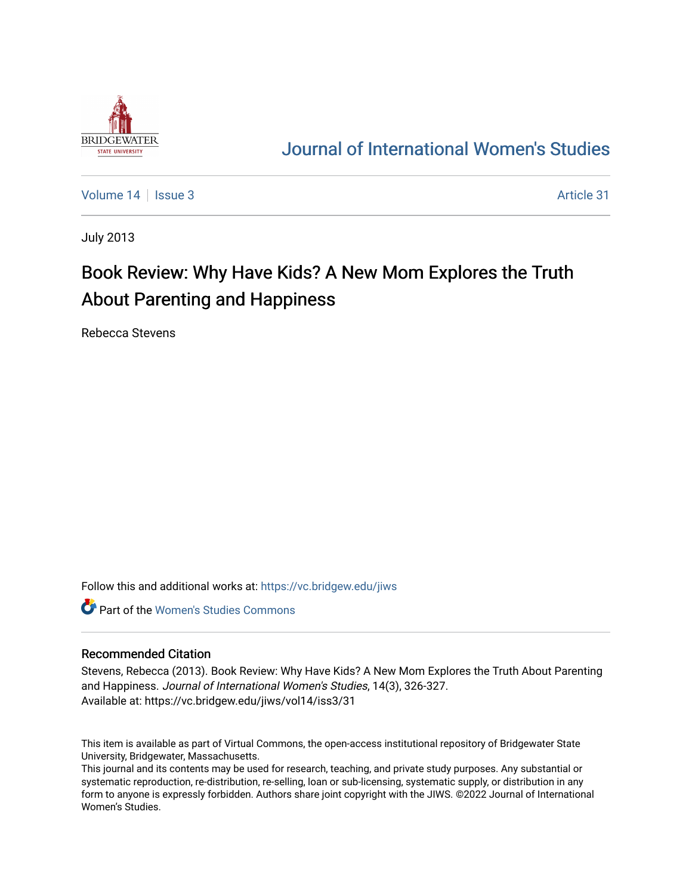[Journal of International Women's Studies](https://vc.bridgew.edu/jiws)

Volume 14 | Issue 3 | Article 31

July 2013

# Book Review: Why Have Kids? A New Mom Explores the Truth About Parenting and Happiness

Rebecca Stevens

Follow this and additional works at: https://vc.bridgew.edu/jiws

Part of the Women's Studies Commons

## Recommended Citation

Stevens, Rebecca (2013). Book Review: Why Have Kids? A New Mom Explores the Truth About Parenting and Happiness. *Journal of International Women's Studies*, 14(3), 326-327.
Available at: https://vc.bridgew.edu/jiws/vol14/iss3/31

This item is available as part of Virtual Commons, the open-access institutional repository of Bridgewater State University, Bridgewater, Massachusetts.
This journal and its contents may be used for research, teaching, and private study purposes. Any substantial or systematic reproduction, re-distribution, re-selling, loan or sub-licensing, systematic supply, or distribution in any form to anyone is expressly forbidden. Authors share joint copyright with the JIWS. ©2022 Journal of International Women's Studies.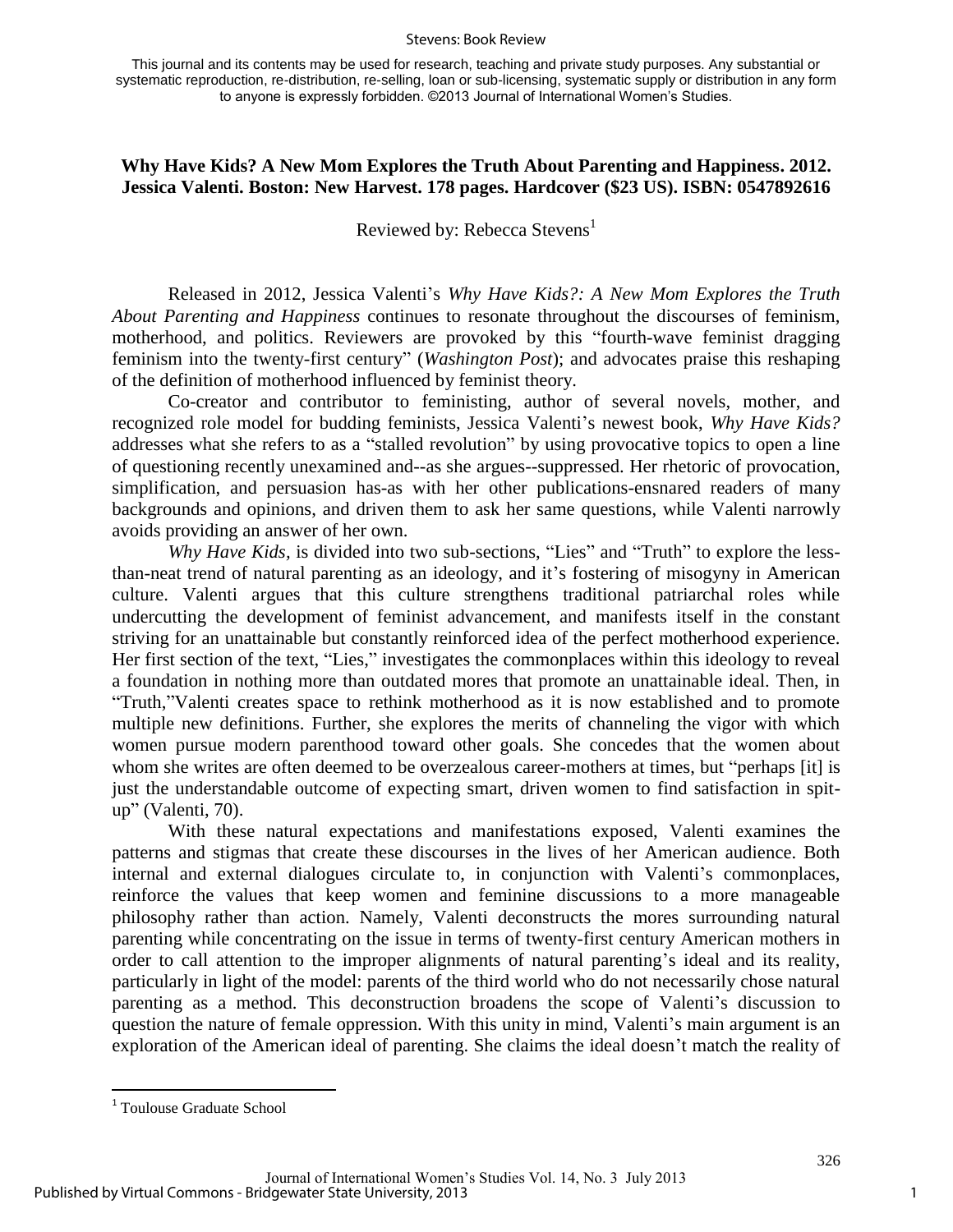**Why Have Kids? A New Mom Explores the Truth About Parenting and Happiness. 2012. Jessica Valenti. Boston: New Harvest. 178 pages. Hardcover ($23 US). ISBN: 0547892616**

Reviewed by: Rebecca Stevens[1]

Released in 2012, Jessica Valenti's *Why Have Kids?: A New Mom Explores the Truth About Parenting and Happiness* continues to resonate throughout the discourses of feminism, motherhood, and politics. Reviewers are provoked by this "fourth-wave feminist dragging feminism into the twenty-first century" (*Washington Post*); and advocates praise this reshaping of the definition of motherhood influenced by feminist theory.

Co-creator and contributor to feministing, author of several novels, mother, and recognized role model for budding feminists, Jessica Valenti's newest book, *Why Have Kids?* addresses what she refers to as a "stalled revolution" by using provocative topics to open a line of questioning recently unexamined and--as she argues--suppressed. Her rhetoric of provocation, simplification, and persuasion has-as with her other publications-ensnared readers of many backgrounds and opinions, and driven them to ask her same questions, while Valenti narrowly avoids providing an answer of her own.

*Why Have Kids,* is divided into two sub-sections, "Lies" and "Truth" to explore the less-than-neat trend of natural parenting as an ideology, and it's fostering of misogyny in American culture. Valenti argues that this culture strengthens traditional patriarchal roles while undercutting the development of feminist advancement, and manifests itself in the constant striving for an unattainable but constantly reinforced idea of the perfect motherhood experience. Her first section of the text, "Lies," investigates the commonplaces within this ideology to reveal a foundation in nothing more than outdated mores that promote an unattainable ideal. Then, in "Truth,"Valenti creates space to rethink motherhood as it is now established and to promote multiple new definitions. Further, she explores the merits of channeling the vigor with which women pursue modern parenthood toward other goals. She concedes that the women about whom she writes are often deemed to be overzealous career-mothers at times, but "perhaps [it] is just the understandable outcome of expecting smart, driven women to find satisfaction in spit-up" (Valenti, 70).

With these natural expectations and manifestations exposed, Valenti examines the patterns and stigmas that create these discourses in the lives of her American audience. Both internal and external dialogues circulate to, in conjunction with Valenti's commonplaces, reinforce the values that keep women and feminine discussions to a more manageable philosophy rather than action. Namely, Valenti deconstructs the mores surrounding natural parenting while concentrating on the issue in terms of twenty-first century American mothers in order to call attention to the improper alignments of natural parenting's ideal and its reality, particularly in light of the model: parents of the third world who do not necessarily chose natural parenting as a method. This deconstruction broadens the scope of Valenti's discussion to question the nature of female oppression. With this unity in mind, Valenti's main argument is an exploration of the American ideal of parenting. She claims the ideal doesn't match the reality of

[1] Toulouse Graduate School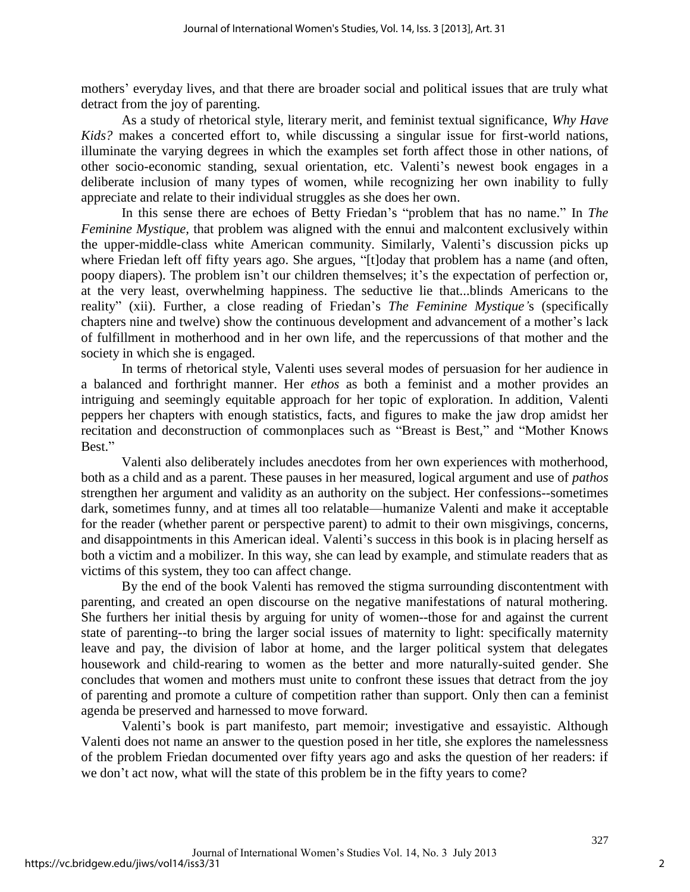mothers' everyday lives, and that there are broader social and political issues that are truly what detract from the joy of parenting.

As a study of rhetorical style, literary merit, and feminist textual significance, *Why Have Kids?* makes a concerted effort to, while discussing a singular issue for first-world nations, illuminate the varying degrees in which the examples set forth affect those in other nations, of other socio-economic standing, sexual orientation, etc. Valenti's newest book engages in a deliberate inclusion of many types of women, while recognizing her own inability to fully appreciate and relate to their individual struggles as she does her own.

In this sense there are echoes of Betty Friedan's "problem that has no name." In *The Feminine Mystique*, that problem was aligned with the ennui and malcontent exclusively within the upper-middle-class white American community. Similarly, Valenti's discussion picks up where Friedan left off fifty years ago. She argues, "[t]oday that problem has a name (and often, poopy diapers). The problem isn't our children themselves; it's the expectation of perfection or, at the very least, overwhelming happiness. The seductive lie that...blinds Americans to the reality" (xii). Further, a close reading of Friedan's *The Feminine Mystique'*s (specifically chapters nine and twelve) show the continuous development and advancement of a mother's lack of fulfillment in motherhood and in her own life, and the repercussions of that mother and the society in which she is engaged.

In terms of rhetorical style, Valenti uses several modes of persuasion for her audience in a balanced and forthright manner. Her *ethos* as both a feminist and a mother provides an intriguing and seemingly equitable approach for her topic of exploration. In addition, Valenti peppers her chapters with enough statistics, facts, and figures to make the jaw drop amidst her recitation and deconstruction of commonplaces such as "Breast is Best," and "Mother Knows Best."

Valenti also deliberately includes anecdotes from her own experiences with motherhood, both as a child and as a parent. These pauses in her measured, logical argument and use of *pathos* strengthen her argument and validity as an authority on the subject. Her confessions--sometimes dark, sometimes funny, and at times all too relatable—humanize Valenti and make it acceptable for the reader (whether parent or perspective parent) to admit to their own misgivings, concerns, and disappointments in this American ideal. Valenti's success in this book is in placing herself as both a victim and a mobilizer. In this way, she can lead by example, and stimulate readers that as victims of this system, they too can affect change.

By the end of the book Valenti has removed the stigma surrounding discontentment with parenting, and created an open discourse on the negative manifestations of natural mothering. She furthers her initial thesis by arguing for unity of women--those for and against the current state of parenting--to bring the larger social issues of maternity to light: specifically maternity leave and pay, the division of labor at home, and the larger political system that delegates housework and child-rearing to women as the better and more naturally-suited gender. She concludes that women and mothers must unite to confront these issues that detract from the joy of parenting and promote a culture of competition rather than support. Only then can a feminist agenda be preserved and harnessed to move forward.

Valenti's book is part manifesto, part memoir; investigative and essayistic. Although Valenti does not name an answer to the question posed in her title, she explores the namelessness of the problem Friedan documented over fifty years ago and asks the question of her readers: if we don't act now, what will the state of this problem be in the fifty years to come?